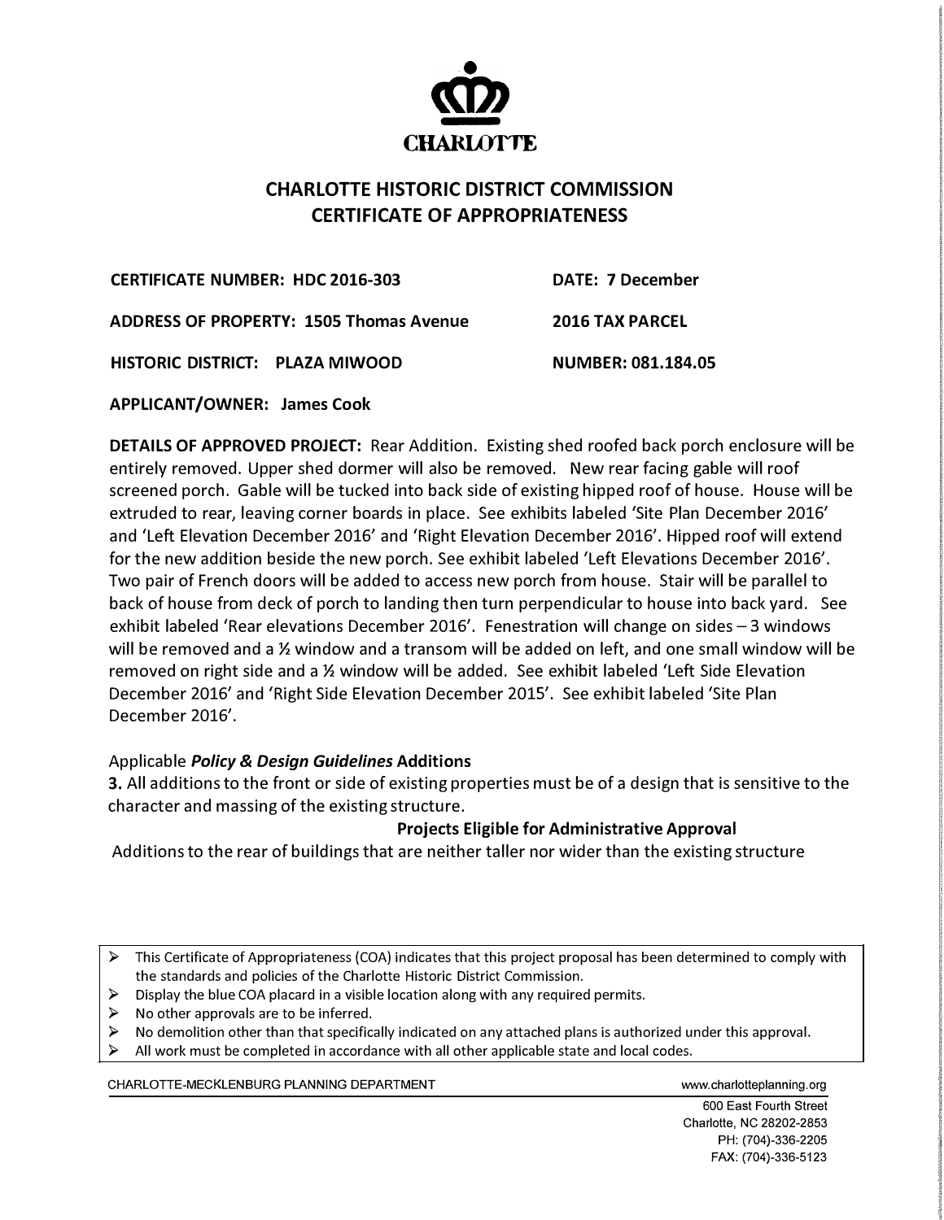CHARLOTTE

# CHARLOTTE HISTORIC DISTRICT COMMISSION
# CERTIFICATE OF APPROPRIATENESS

**CERTIFICATE NUMBER: HDC 2016-303** **DATE: 7 December 2016**

**ADDRESS OF PROPERTY: 1505 Thomas Avenue** **TAX PARCEL NUMBER: 081.184.05**

**HISTORIC DISTRICT: PLAZA MIWOOD**

**APPLICANT/OWNER: James Cook**

**DETAILS OF APPROVED PROJECT:** Rear Addition. Existing shed roofed back porch enclosure will be entirely removed. Upper shed dormer will also be removed. New rear facing gable will roof screened porch. Gable will be tucked into back side of existing hipped roof of house. House will be extruded to rear, leaving corner boards in place. See exhibits labeled 'Site Plan December 2016' and 'Left Elevation December 2016' and 'Right Elevation December 2016'. Hipped roof will extend for the new addition beside the new porch. See exhibit labeled 'Left Elevations December 2016'. Two pair of French doors will be added to access new porch from house. Stair will be parallel to back of house from deck of porch to landing then turn perpendicular to house into back yard. See exhibit labeled 'Rear elevations December 2016'. Fenestration will change on sides – 3 windows will be removed and a ½ window and a transom will be added on left, and one small window will be removed on right side and a ½ window will be added. See exhibit labeled 'Left Side Elevation December 2016' and 'Right Side Elevation December 2015'. See exhibit labeled 'Site Plan December 2016'.

Applicable ***Policy & Design Guidelines* Additions**

**3.** All additions to the front or side of existing properties must be of a design that is sensitive to the character and massing of the existing structure.

**Projects Eligible for Administrative Approval**

Additions to the rear of buildings that are neither taller nor wider than the existing structure

- This Certificate of Appropriateness (COA) indicates that this project proposal has been determined to comply with the standards and policies of the Charlotte Historic District Commission.
- Display the blue COA placard in a visible location along with any required permits.
- No other approvals are to be inferred.
- No demolition other than that specifically indicated on any attached plans is authorized under this approval.
- All work must be completed in accordance with all other applicable state and local codes.

CHARLOTTE-MECKLENBURG PLANNING DEPARTMENT www.charlotteplanning.org

600 East Fourth Street
Charlotte, NC 28202-2853
PH: (704)-336-2205
FAX: (704)-336-5123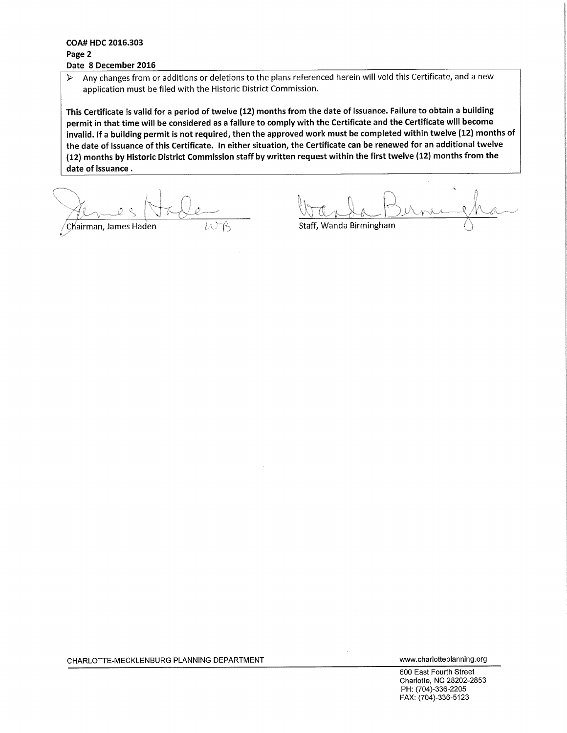**COA# HDC 2016.303**
**Page 2**
**Date 8 December 2016**

- Any changes from or additions or deletions to the plans referenced herein will void this Certificate, and a new application must be filed with the Historic District Commission.

**This Certificate is valid for a period of twelve (12) months from the date of issuance. Failure to obtain a building permit in that time will be considered as a failure to comply with the Certificate and the Certificate will become invalid. If a building permit is not required, then the approved work must be completed within twelve (12) months of the date of issuance of this Certificate. In either situation, the Certificate can be renewed for an additional twelve (12) months by Historic District Commission staff by written request within the first twelve (12) months from the date of issuance .**

Chairman, James Haden WB

Staff, Wanda Birmingham

CHARLOTTE-MECKLENBURG PLANNING DEPARTMENT
www.charlotteplanning.org
600 East Fourth Street
Charlotte, NC 28202-2853
PH: (704)-336-2205
FAX: (704)-336-5123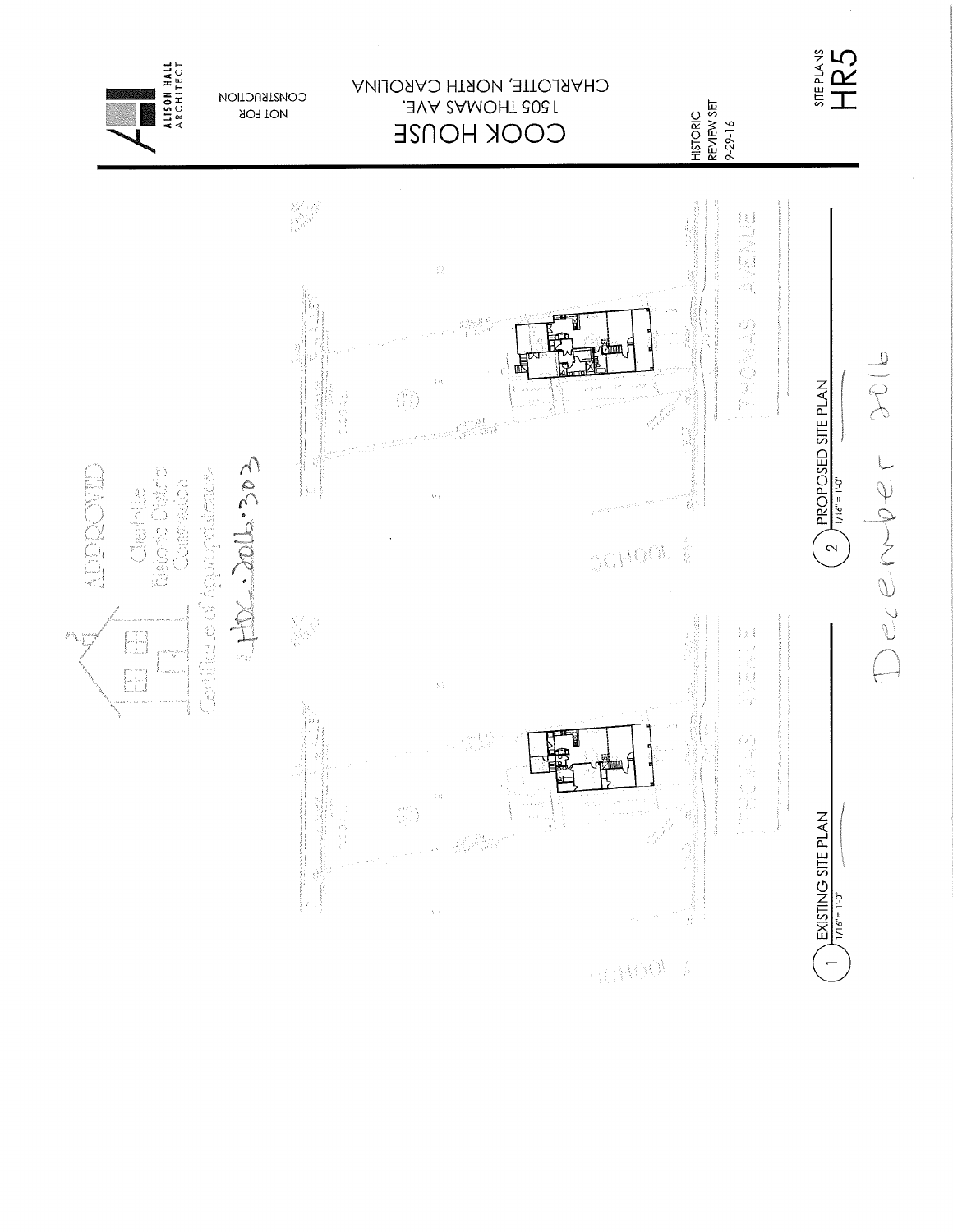ALISON HALL ARCHITECT

NOT FOR CONSTRUCTION

# COOK HOUSE

1505 THOMAS AVE.
CHARLOTTE, NORTH CAROLINA

HISTORIC REVIEW SET
9-29-16

SITE PLANS
HR5

APPROVED
Charlotte Historic District Commission
Certificate of Appropriateness
# HDC-2016-303

December 2016

1 EXISTING SITE PLAN
1/16" = 1'-0"

2 PROPOSED SITE PLAN
1/16" = 1'-0"

THOMAS AVENUE

SCHOOL ST.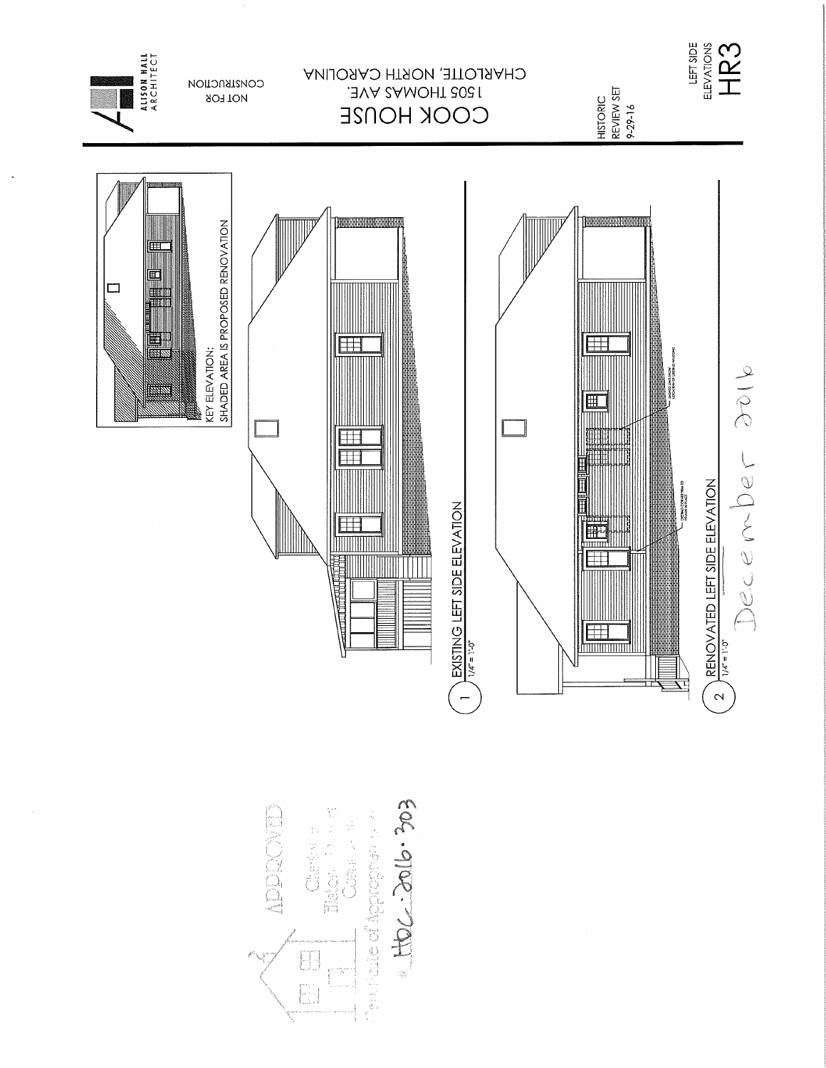ALISON HALL ARCHITECT

NOT FOR CONSTRUCTION

# COOK HOUSE

1505 THOMAS AVE.
CHARLOTTE, NORTH CAROLINA

HISTORIC REVIEW SET
9-29-16

LEFT SIDE ELEVATIONS

## HR3

KEY ELEVATION:
SHADED AREA IS PROPOSED RENOVATION

1 EXISTING LEFT SIDE ELEVATION
1/4" = 1'-0"

2 RENOVATED LEFT SIDE ELEVATION
1/4" = 1'-0"

December 2016

APPROVED
Charlotte Historic District Commission
Certificate of Appropriateness
# HDC-2016-303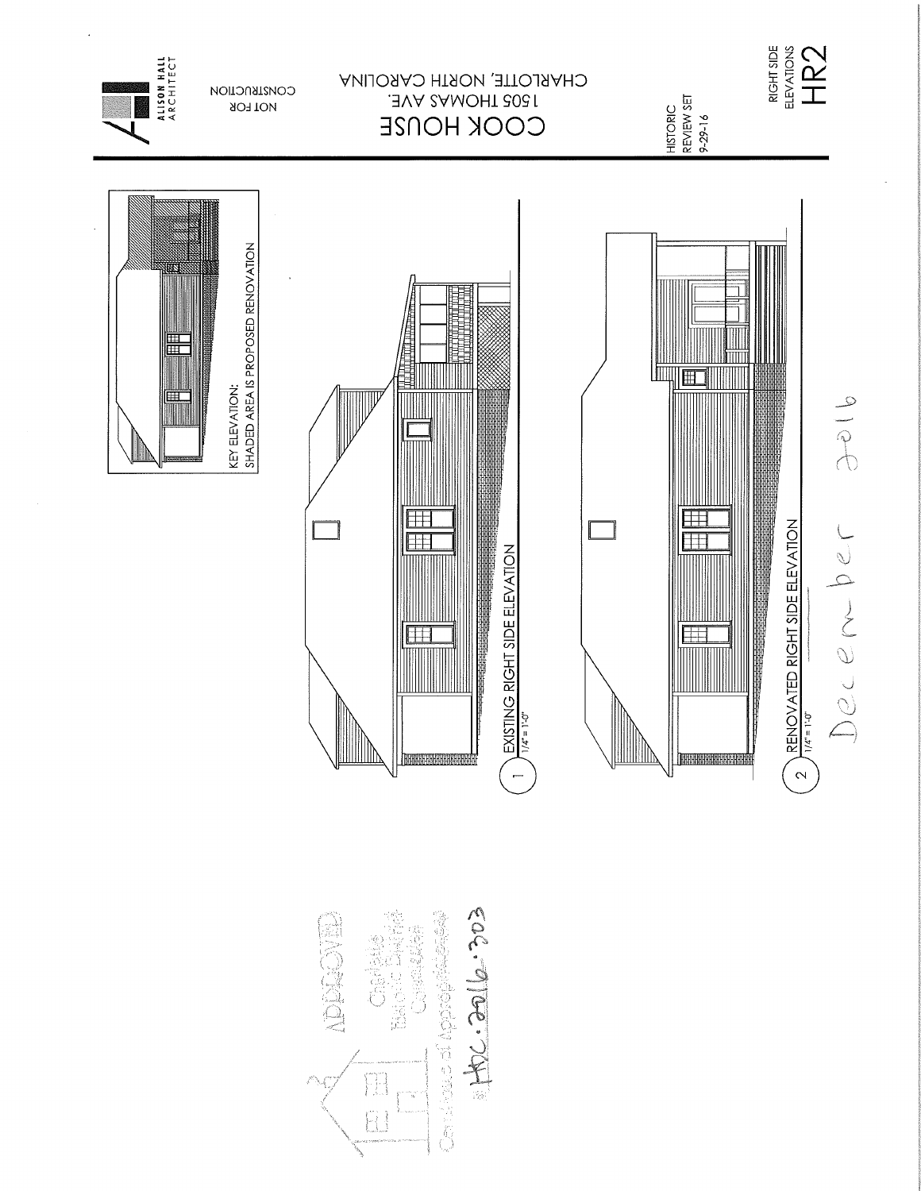ALISON HALL ARCHITECT

NOT FOR CONSTRUCTION

# COOK HOUSE

1505 THOMAS AVE.
CHARLOTTE, NORTH CAROLINA

HISTORIC REVIEW SET
9-29-16

RIGHT SIDE ELEVATIONS

## HR2

KEY ELEVATION:
SHADED AREA IS PROPOSED RENOVATION

1 EXISTING RIGHT SIDE ELEVATION
1/4" = 1'-0"

2 RENOVATED RIGHT SIDE ELEVATION
1/4" = 1'-0"

December 2016

APPROVED
Charlotte Historic District Commission
Certificate of Appropriateness
# HDC.2016.303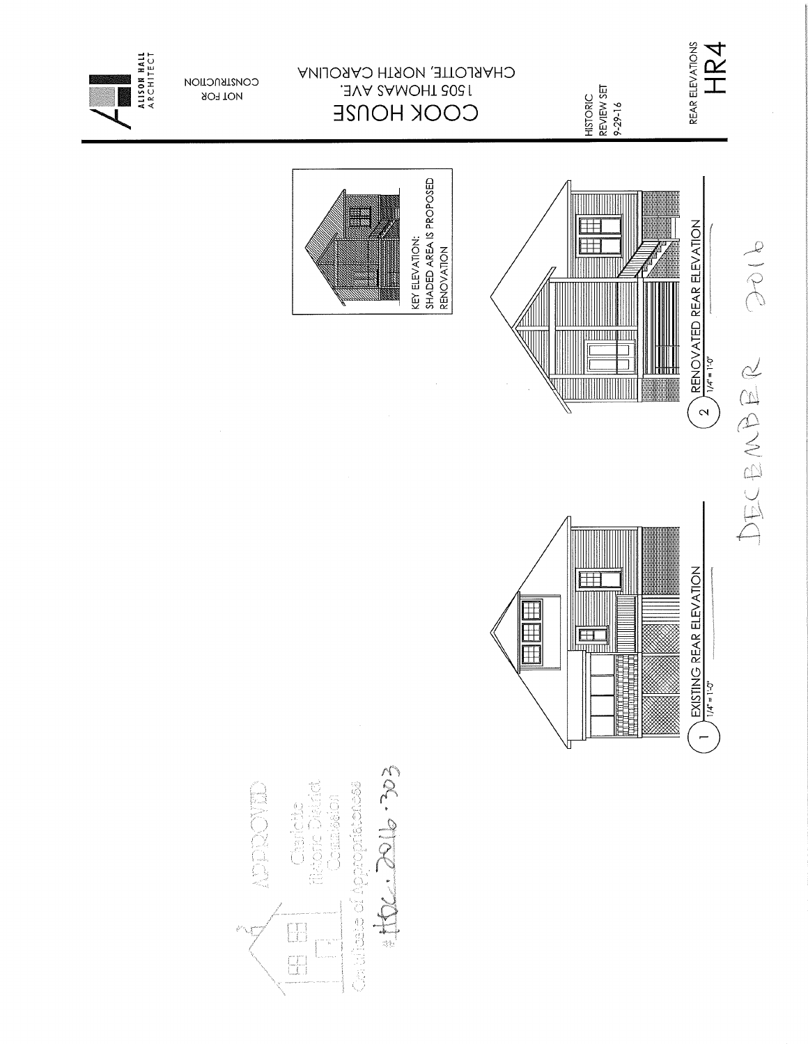ALISON HALL ARCHITECT

NOT FOR CONSTRUCTION

# COOK HOUSE

1505 THOMAS AVE.
CHARLOTTE, NORTH CAROLINA

HISTORIC REVIEW SET
9-29-16

REAR ELEVATIONS
HR4

KEY ELEVATION:
SHADED AREA IS PROPOSED RENOVATION

1 EXISTING REAR ELEVATION
1/4" = 1'-0"

2 RENOVATED REAR ELEVATION
1/4" = 1'-0"

DECEMBER 2016

APPROVED
Charlotte Historic District Commission
Certificate of Appropriateness
# HDC 2016-303